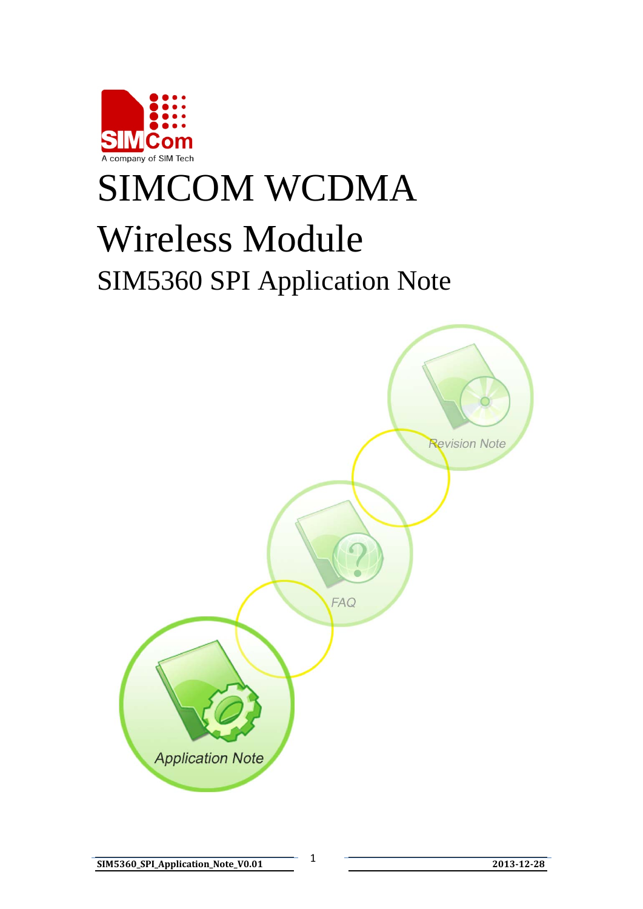# SIMCOM WCDMA Wireless Module

## SIM5360 SPI Application Note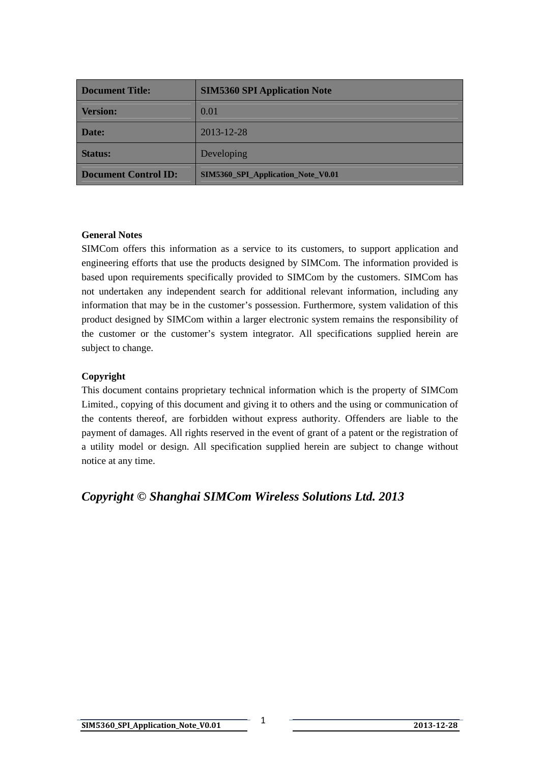| Document Title: | SIM5360 SPI Application Note |
|---|---|
| Version: | 0.01 |
| Date: | 2013-12-28 |
| Status: | Developing |
| Document Control ID: | SIM5360_SPI_Application_Note_V0.01 |

**General Notes**

SIMCom offers this information as a service to its customers, to support application and engineering efforts that use the products designed by SIMCom. The information provided is based upon requirements specifically provided to SIMCom by the customers. SIMCom has not undertaken any independent search for additional relevant information, including any information that may be in the customer's possession. Furthermore, system validation of this product designed by SIMCom within a larger electronic system remains the responsibility of the customer or the customer's system integrator. All specifications supplied herein are subject to change.

**Copyright**

This document contains proprietary technical information which is the property of SIMCom Limited., copying of this document and giving it to others and the using or communication of the contents thereof, are forbidden without express authority. Offenders are liable to the payment of damages. All rights reserved in the event of grant of a patent or the registration of a utility model or design. All specification supplied herein are subject to change without notice at any time.

***Copyright © Shanghai SIMCom Wireless Solutions Ltd. 2013***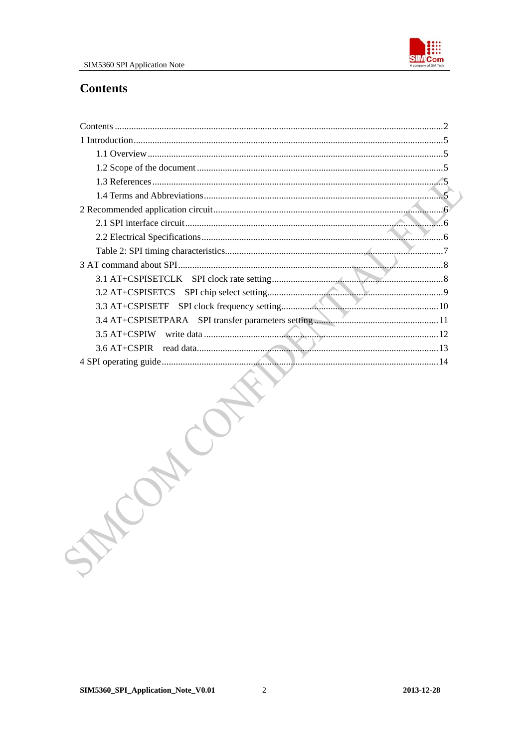# Contents

Contents .....2
1 Introduction .....5
- 1.1 Overview .....5
- 1.2 Scope of the document .....5
- 1.3 References .....5
- 1.4 Terms and Abbreviations .....5

2 Recommended application circuit .....6
- 2.1 SPI interface circuit .....6
- 2.2 Electrical Specifications .....6
- Table 2: SPI timing characteristics .....7

3 AT command about SPI .....8
- 3.1 AT+CSPISETCLK  SPI clock rate setting .....8
- 3.2 AT+CSPISETCS  SPI chip select setting .....9
- 3.3 AT+CSPISETF  SPI clock frequency setting .....10
- 3.4 AT+CSPISETPARA  SPI transfer parameters setting .....11
- 3.5 AT+CSPIW  write data .....12
- 3.6 AT+CSPIR  read data .....13

4 SPI operating guide .....14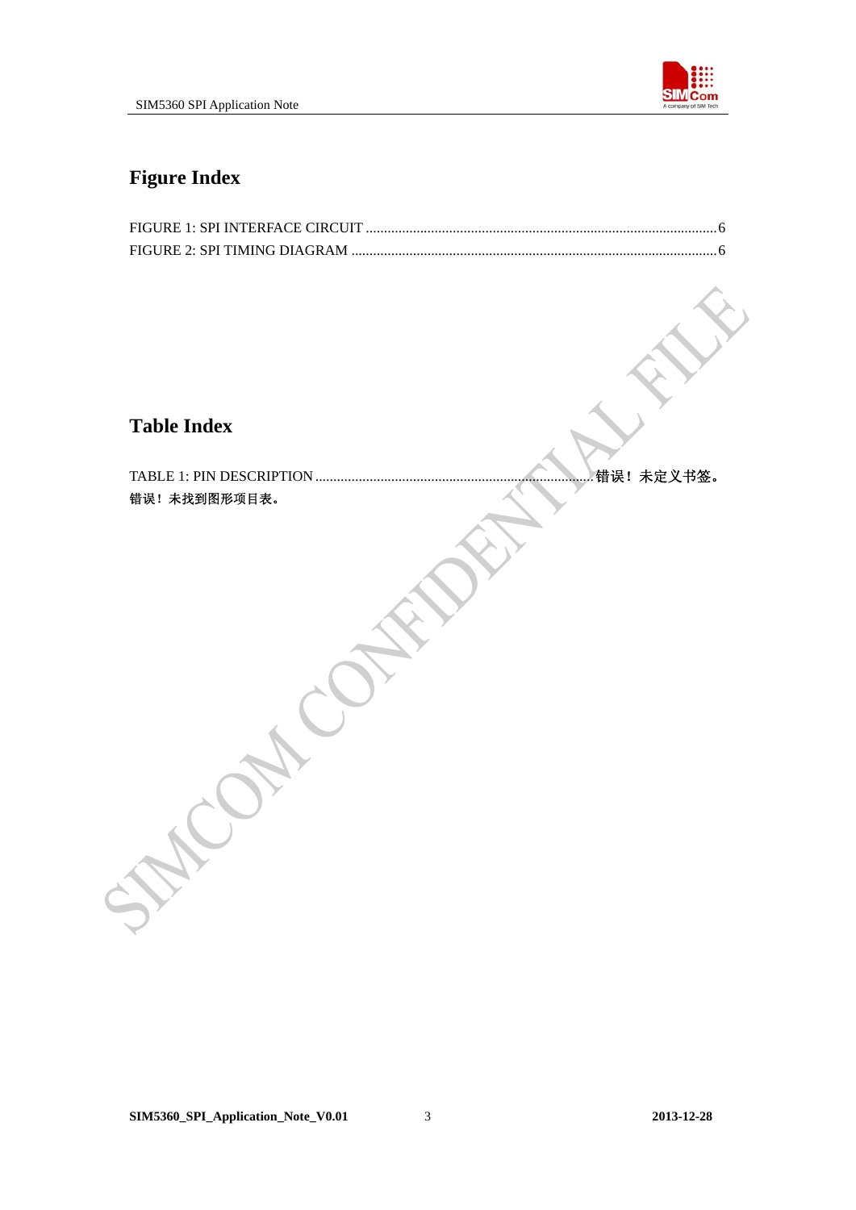# Figure Index

FIGURE 1: SPI INTERFACE CIRCUIT ........................................................................................................ 6
FIGURE 2: SPI TIMING DIAGRAM ......................................................................................................... 6

# Table Index

TABLE 1: PIN DESCRIPTION ............................................................................. 错误！未定义书签。
错误！未找到图形项目表。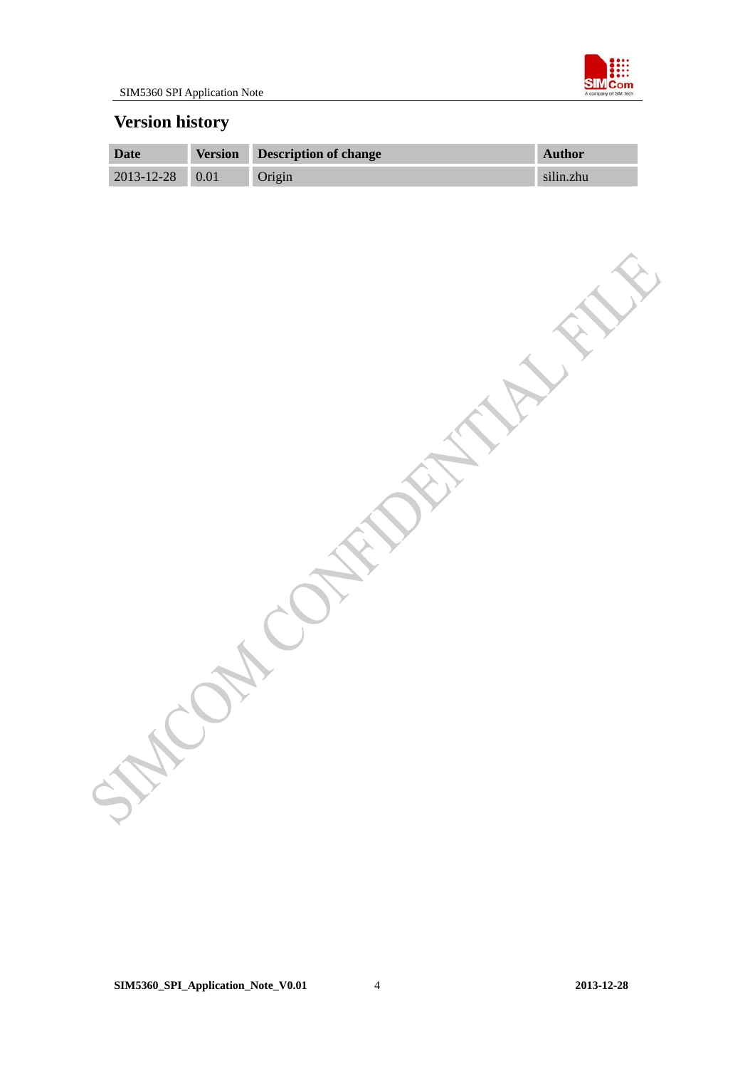# Version history

| Date | Version | Description of change | Author |
|---|---|---|---|
| 2013-12-28 | 0.01 | Origin | silin.zhu |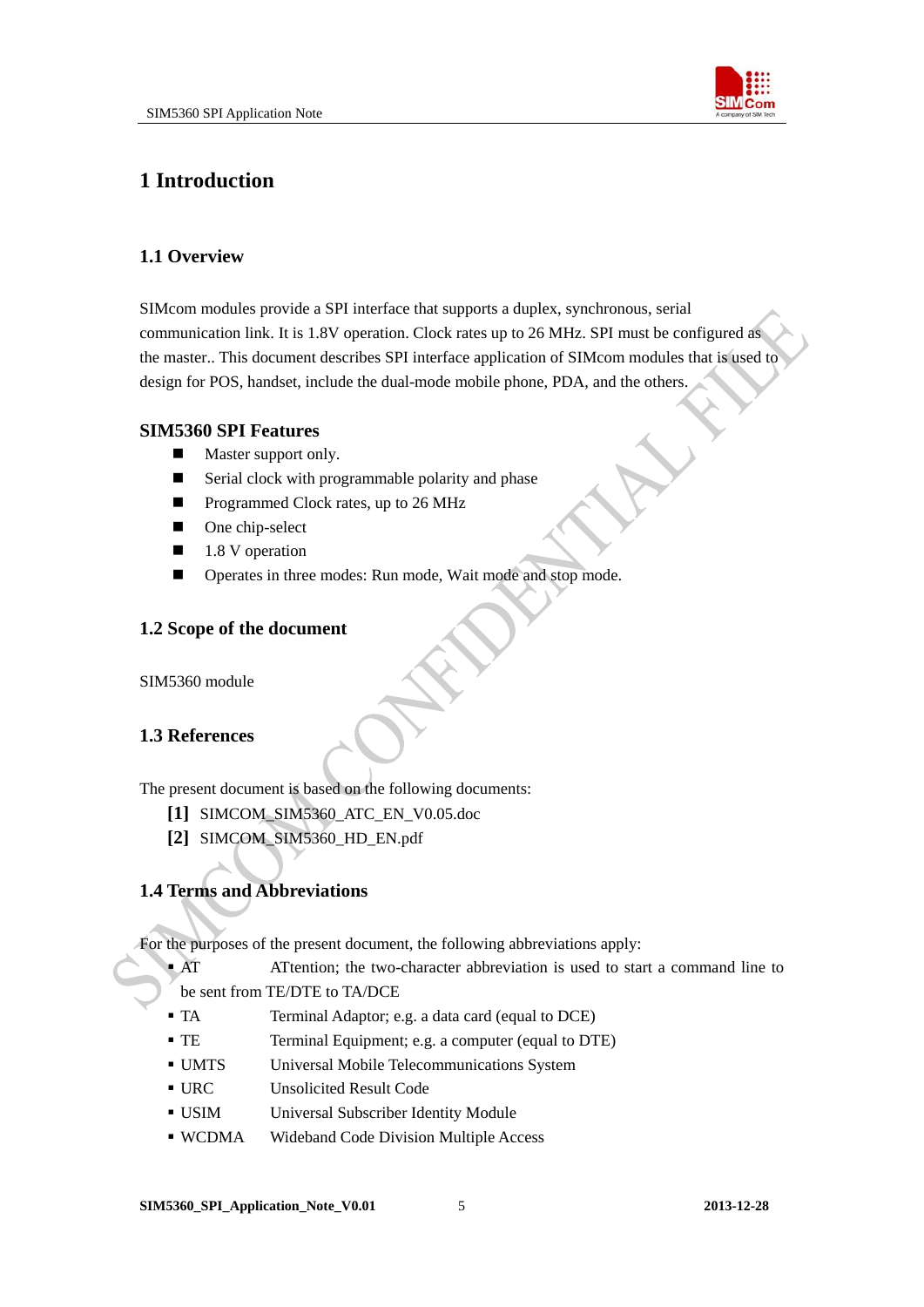# 1 Introduction

## 1.1 Overview

SIMcom modules provide a SPI interface that supports a duplex, synchronous, serial communication link. It is 1.8V operation. Clock rates up to 26 MHz. SPI must be configured as the master.. This document describes SPI interface application of SIMcom modules that is used to design for POS, handset, include the dual-mode mobile phone, PDA, and the others.

### SIM5360 SPI Features

- Master support only.
- Serial clock with programmable polarity and phase
- Programmed Clock rates, up to 26 MHz
- One chip-select
- 1.8 V operation
- Operates in three modes: Run mode, Wait mode and stop mode.

## 1.2 Scope of the document

SIM5360 module

## 1.3 References

The present document is based on the following documents:

**[1]** SIMCOM_SIM5360_ATC_EN_V0.05.doc

**[2]** SIMCOM_SIM5360_HD_EN.pdf

## 1.4 Terms and Abbreviations

For the purposes of the present document, the following abbreviations apply:

- AT ATtention; the two-character abbreviation is used to start a command line to be sent from TE/DTE to TA/DCE
- TA Terminal Adaptor; e.g. a data card (equal to DCE)
- TE Terminal Equipment; e.g. a computer (equal to DTE)
- UMTS Universal Mobile Telecommunications System
- URC Unsolicited Result Code
- USIM Universal Subscriber Identity Module
- WCDMA Wideband Code Division Multiple Access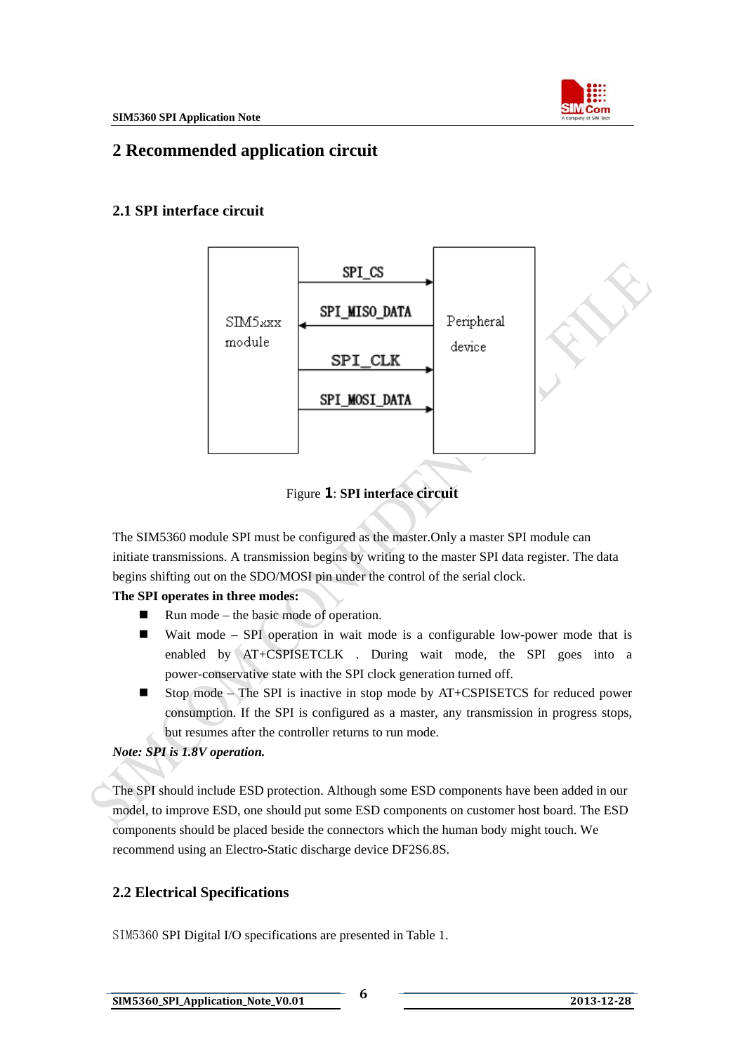# 2 Recommended application circuit

## 2.1 SPI interface circuit

Figure **1**: **SPI interface circuit**

The SIM5360 module SPI must be configured as the master.Only a master SPI module can initiate transmissions. A transmission begins by writing to the master SPI data register. The data begins shifting out on the SDO/MOSI pin under the control of the serial clock.

**The SPI operates in three modes:**

- Run mode – the basic mode of operation.
- Wait mode – SPI operation in wait mode is a configurable low-power mode that is enabled by AT+CSPISETCLK . During wait mode, the SPI goes into a power-conservative state with the SPI clock generation turned off.
- Stop mode – The SPI is inactive in stop mode by AT+CSPISETCS for reduced power consumption. If the SPI is configured as a master, any transmission in progress stops, but resumes after the controller returns to run mode.

***Note: SPI is 1.8V operation.***

The SPI should include ESD protection. Although some ESD components have been added in our model, to improve ESD, one should put some ESD components on customer host board. The ESD components should be placed beside the connectors which the human body might touch. We recommend using an Electro-Static discharge device DF2S6.8S.

## 2.2 Electrical Specifications

SIM5360 SPI Digital I/O specifications are presented in Table 1.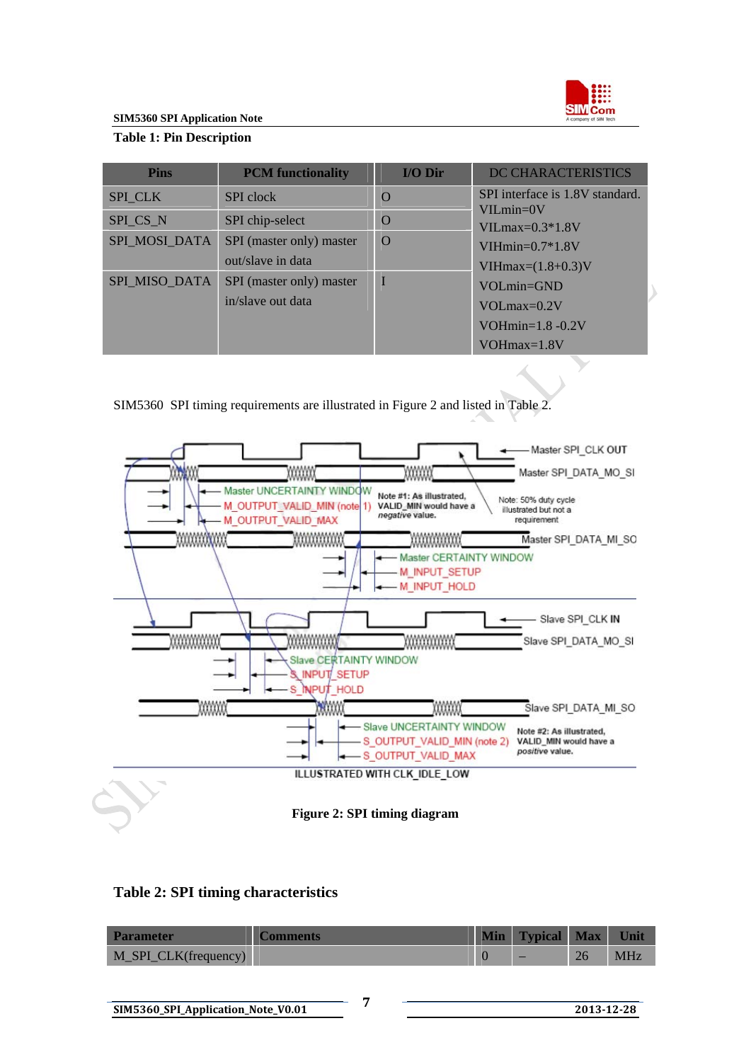**Table 1: Pin Description**

| Pins | PCM functionality | I/O Dir | DC CHARACTERISTICS |
|---|---|---|---|
| SPI_CLK | SPI clock | O | SPI interface is 1.8V standard. VILmin=0V VILmax=0.3*1.8V VIHmin=0.7*1.8V VIHmax=(1.8+0.3)V VOLmin=GND VOLmax=0.2V VOHmin=1.8 -0.2V VOHmax=1.8V |
| SPI_CS_N | SPI chip-select | O | |
| SPI_MOSI_DATA | SPI (master only) master out/slave in data | O | |
| SPI_MISO_DATA | SPI (master only) master in/slave out data | I | |

SIM5360 SPI timing requirements are illustrated in Figure 2 and listed in Table 2.

Figure 2: SPI timing diagram

**Table 2: SPI timing characteristics**

| Parameter | Comments | Min | Typical | Max | Unit |
|---|---|---|---|---|---|
| M_SPI_CLK(frequency) | | 0 | – | 26 | MHz |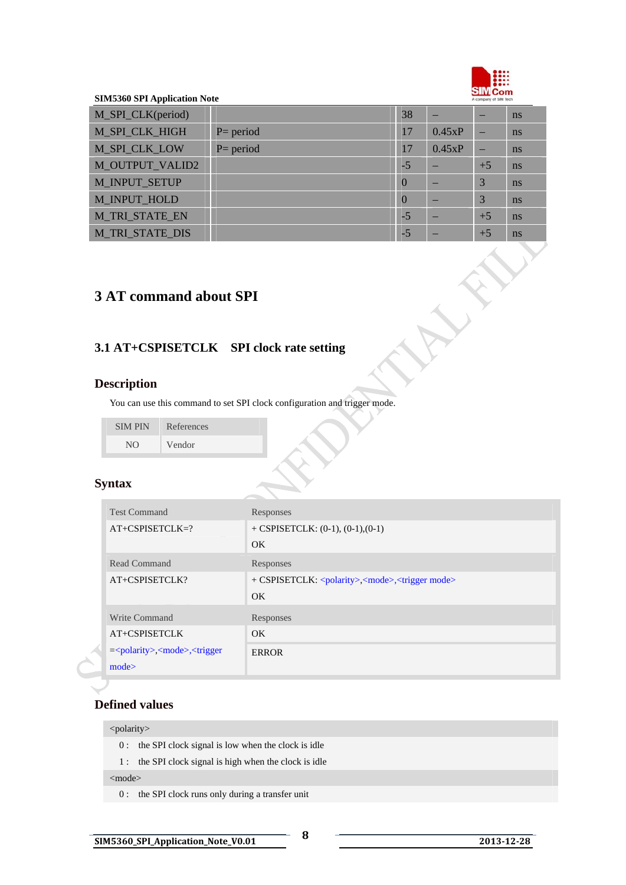| M_SPI_CLK(period) | | 38 | – | – | ns |
|---|---|---|---|---|---|
| M_SPI_CLK_HIGH | P= period | 17 | 0.45xP | – | ns |
| M_SPI_CLK_LOW | P= period | 17 | 0.45xP | – | ns |
| M_OUTPUT_VALID2 | | -5 | – | +5 | ns |
| M_INPUT_SETUP | | 0 | – | 3 | ns |
| M_INPUT_HOLD | | 0 | – | 3 | ns |
| M_TRI_STATE_EN | | -5 | – | +5 | ns |
| M_TRI_STATE_DIS | | -5 | – | +5 | ns |

# 3 AT command about SPI

## 3.1 AT+CSPISETCLK SPI clock rate setting

### Description

You can use this command to set SPI clock configuration and trigger mode.

| SIM PIN | References |
|---|---|
| NO | Vendor |

### Syntax

| Test Command | Responses |
|---|---|
| AT+CSPISETCLK=? | + CSPISETCLK: (0-1), (0-1),(0-1)<br>OK |
| **Read Command** | **Responses** |
| AT+CSPISETCLK? | + CSPISETCLK: <polarity>,<mode>,<trigger mode><br>OK |
| **Write Command** | **Responses** |
| AT+CSPISETCLK=<polarity>,<mode>,<trigger mode> | OK<br>ERROR |

### Defined values

<polarity>

0 : the SPI clock signal is low when the clock is idle

1 : the SPI clock signal is high when the clock is idle

<mode>

0 : the SPI clock runs only during a transfer unit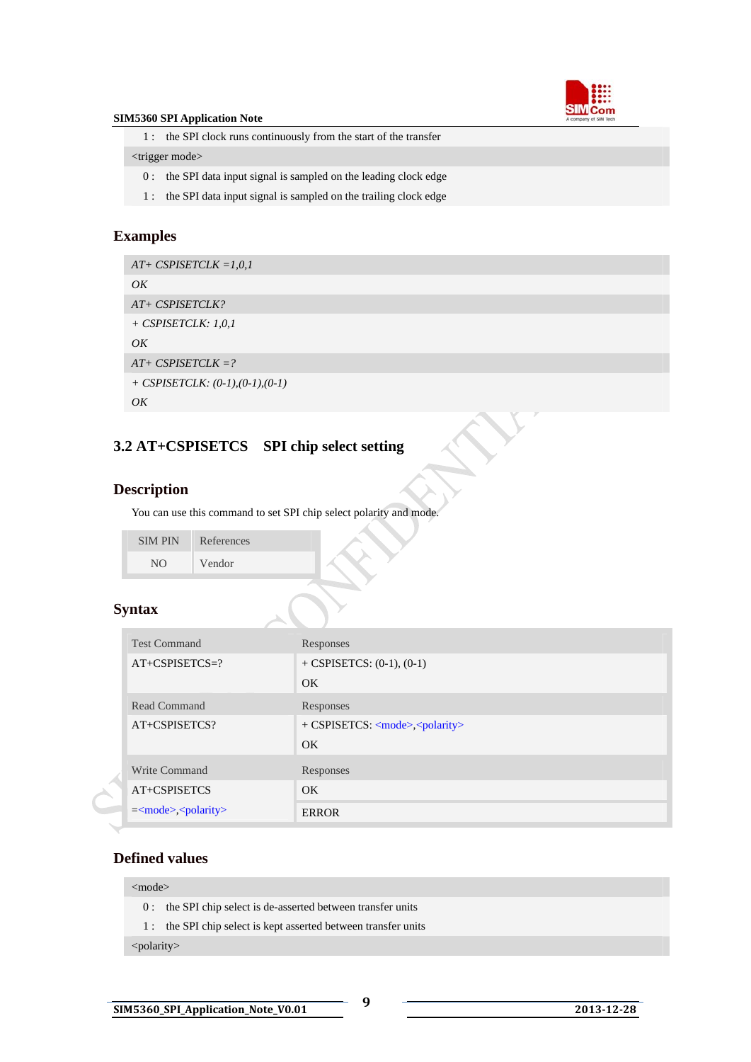| | |
|---|---|
| 1： | the SPI clock runs continuously from the start of the transfer |
| <trigger mode> | |
| 0： | the SPI data input signal is sampled on the leading clock edge |
| 1： | the SPI data input signal is sampled on the trailing clock edge |

## Examples

*AT+ CSPISETCLK =1,0,1*
*OK*
*AT+ CSPISETCLK?*
*+ CSPISETCLK: 1,0,1*
*OK*
*AT+ CSPISETCLK =?*
*+ CSPISETCLK: (0-1),(0-1),(0-1)*
*OK*

## 3.2 AT+CSPISETCS  SPI chip select setting

### Description

You can use this command to set SPI chip select polarity and mode.

| SIM PIN | References |
|---|---|
| NO | Vendor |

### Syntax

| Test Command | Responses |
|---|---|
| AT+CSPISETCS=? | + CSPISETCS: (0-1), (0-1)<br>OK |
| **Read Command** | **Responses** |
| AT+CSPISETCS? | + CSPISETCS: <mode>,<polarity><br>OK |
| **Write Command** | **Responses** |
| AT+CSPISETCS=<mode>,<polarity> | OK<br>ERROR |

### Defined values

| | |
|---|---|
| <mode> | |
| 0： | the SPI chip select is de-asserted between transfer units |
| 1： | the SPI chip select is kept asserted between transfer units |
| <polarity> | |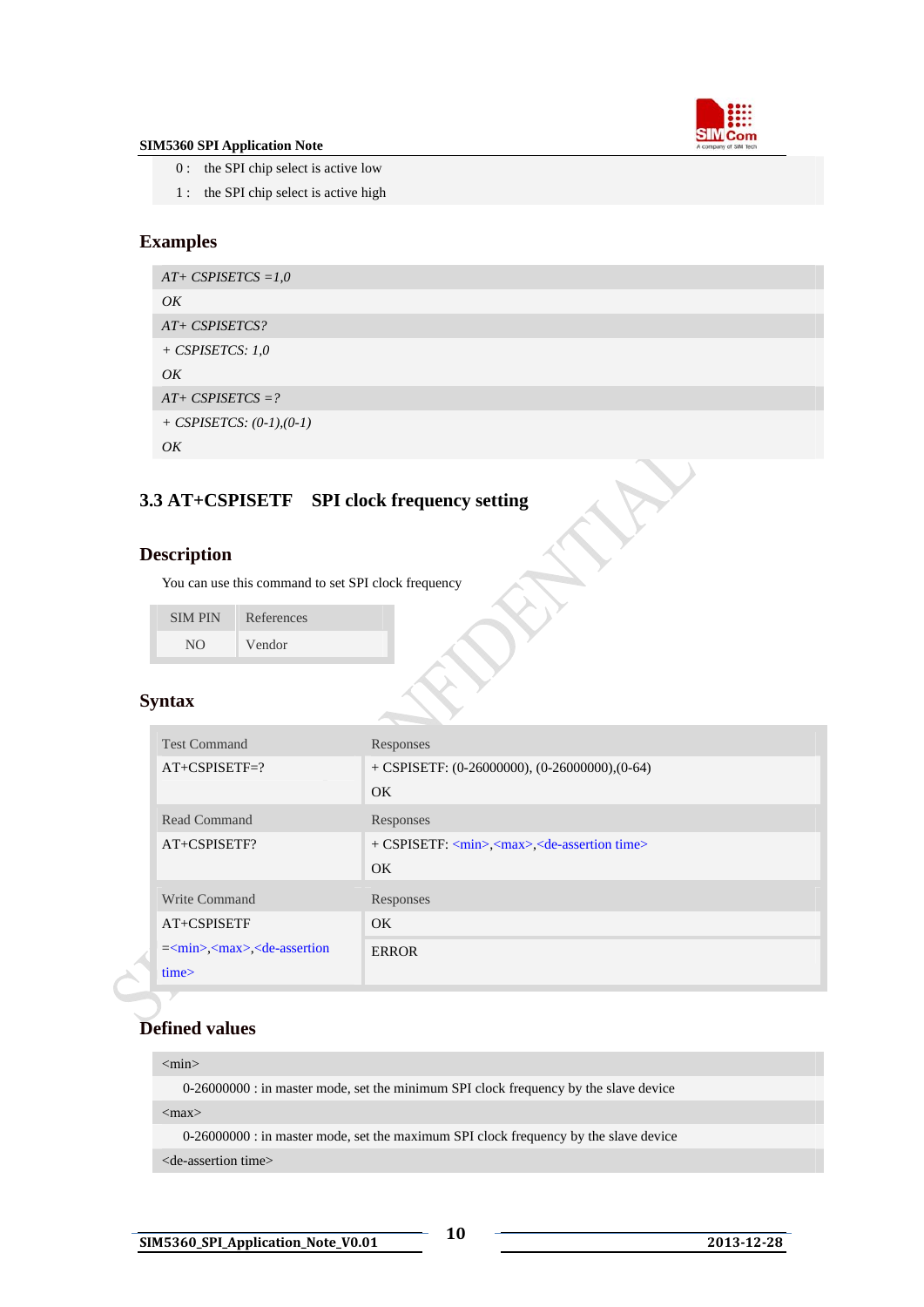0 : the SPI chip select is active low

1 : the SPI chip select is active high

## Examples

*AT+ CSPISETCS =1,0*

*OK*

*AT+ CSPISETCS?*

*+ CSPISETCS: 1,0*

*OK*

*AT+ CSPISETCS =?*

*+ CSPISETCS: (0-1),(0-1)*

*OK*

# 3.3 AT+CSPISETF SPI clock frequency setting

## Description

You can use this command to set SPI clock frequency

| SIM PIN | References |
|---|---|
| NO | Vendor |

## Syntax

| Test Command | Responses |
|---|---|
| AT+CSPISETF=? | + CSPISETF: (0-26000000), (0-26000000),(0-64)<br>OK |
| **Read Command** | **Responses** |
| AT+CSPISETF? | + CSPISETF: <min>,<max>,<de-assertion time><br>OK |
| **Write Command** | **Responses** |
| AT+CSPISETF =<min>,<max>,<de-assertion time> | OK<br>ERROR |

## Defined values

<min>

0-26000000 : in master mode, set the minimum SPI clock frequency by the slave device

<max>

0-26000000 : in master mode, set the maximum SPI clock frequency by the slave device

<de-assertion time>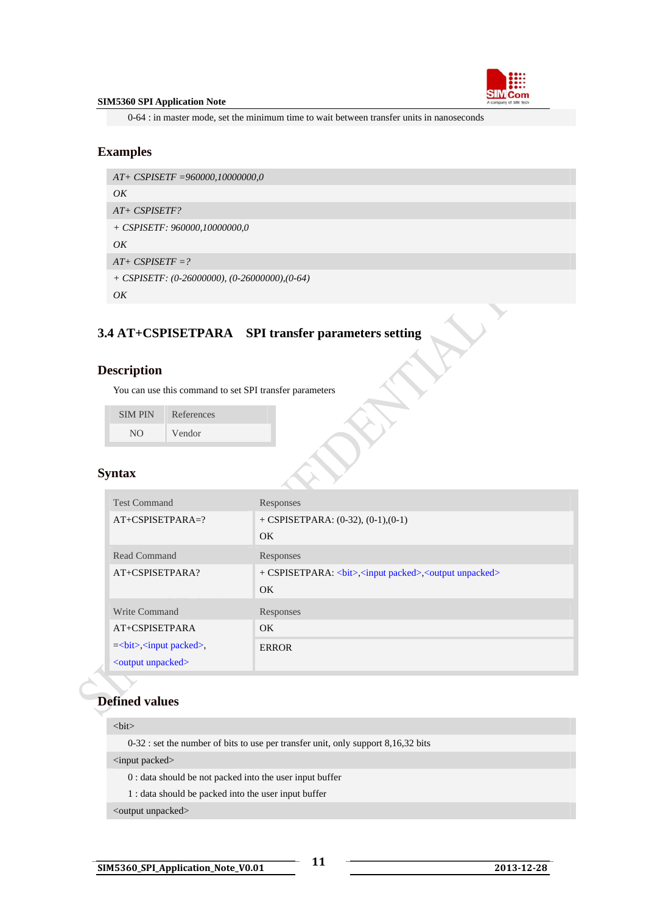0-64 : in master mode, set the minimum time to wait between transfer units in nanoseconds

## Examples

*AT+ CSPISETF =960000,10000000,0*

*OK*

*AT+ CSPISETF?*

*+ CSPISETF: 960000,10000000,0*

*OK*

*AT+ CSPISETF =?*

*+ CSPISETF: (0-26000000), (0-26000000),(0-64)*

*OK*

## 3.4 AT+CSPISETPARA SPI transfer parameters setting

### Description

You can use this command to set SPI transfer parameters

| SIM PIN | References |
|---|---|
| NO | Vendor |

### Syntax

| Test Command | Responses |
|---|---|
| AT+CSPISETPARA=? | + CSPISETPARA: (0-32), (0-1),(0-1)<br>OK |
| **Read Command** | **Responses** |
| AT+CSPISETPARA? | + CSPISETPARA: <bit>,<input packed>,<output unpacked><br>OK |
| **Write Command** | **Responses** |
| AT+CSPISETPARA<br>=<bit>,<input packed>,<br><output unpacked> | OK<br>ERROR |

### Defined values

<bit>

0-32 : set the number of bits to use per transfer unit, only support 8,16,32 bits

<input packed>

0 : data should be not packed into the user input buffer

1 : data should be packed into the user input buffer

<output unpacked>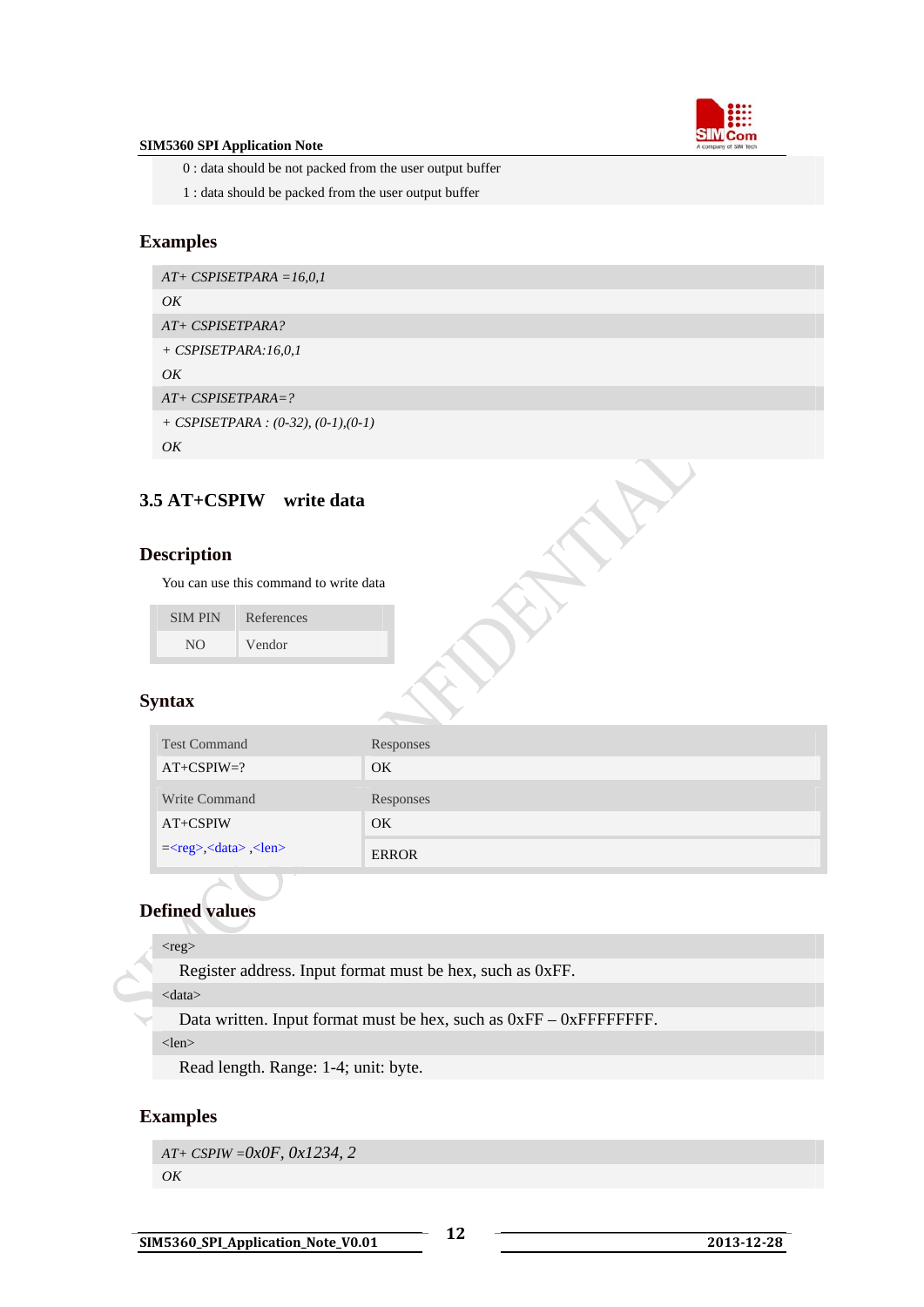0 : data should be not packed from the user output buffer

1 : data should be packed from the user output buffer

### Examples

```
AT+ CSPISETPARA =16,0,1
OK
AT+ CSPISETPARA?
+ CSPISETPARA:16,0,1
OK
AT+ CSPISETPARA=?
+ CSPISETPARA : (0-32), (0-1),(0-1)
OK
```

## 3.5 AT+CSPIW write data

### Description

You can use this command to write data

| SIM PIN | References |
|---|---|
| NO | Vendor |

### Syntax

| Test Command | Responses |
|---|---|
| AT+CSPIW=? | OK |
| **Write Command** | **Responses** |
| AT+CSPIW =<reg>,<data> ,<len> | OK<br>ERROR |

### Defined values

<reg>

Register address. Input format must be hex, such as 0xFF.

<data>

Data written. Input format must be hex, such as 0xFF – 0xFFFFFFFF.

<len>

Read length. Range: 1-4; unit: byte.

### Examples

```
AT+ CSPIW =0x0F, 0x1234, 2
OK
```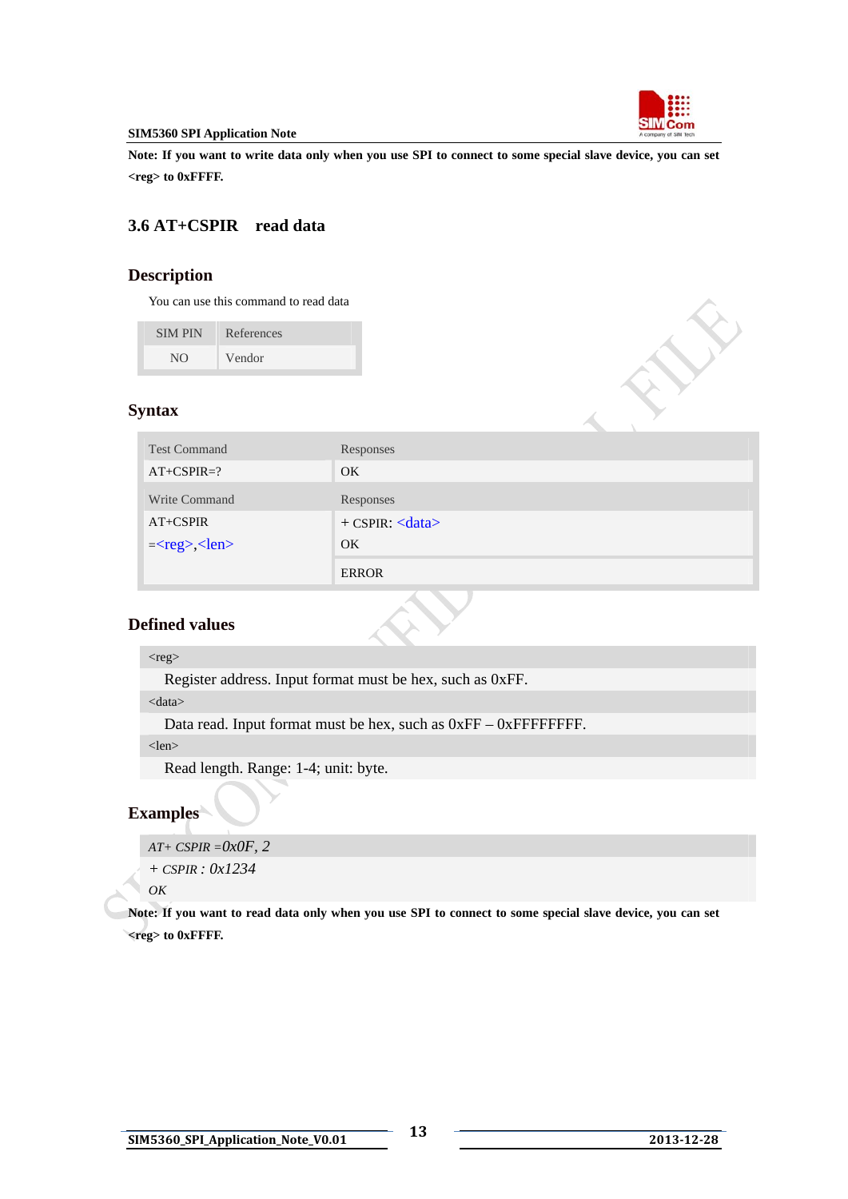**Note: If you want to write data only when you use SPI to connect to some special slave device, you can set <reg> to 0xFFFF.**

## 3.6 AT+CSPIR read data

### Description

You can use this command to read data

| SIM PIN | References |
|---|---|
| NO | Vendor |

### Syntax

| Test Command | Responses |
|---|---|
| AT+CSPIR=? | OK |
| Write Command | Responses |
| AT+CSPIR =<reg>,<len> | + CSPIR: <data><br>OK |
| | ERROR |

### Defined values

| <reg> |
|---|
| Register address. Input format must be hex, such as 0xFF. |
| <data> |
| Data read. Input format must be hex, such as 0xFF – 0xFFFFFFFF. |
| <len> |
| Read length. Range: 1-4; unit: byte. |

### Examples

*AT+ CSPIR =0x0F, 2*
*+ CSPIR : 0x1234*
*OK*

**Note: If you want to read data only when you use SPI to connect to some special slave device, you can set <reg> to 0xFFFF.**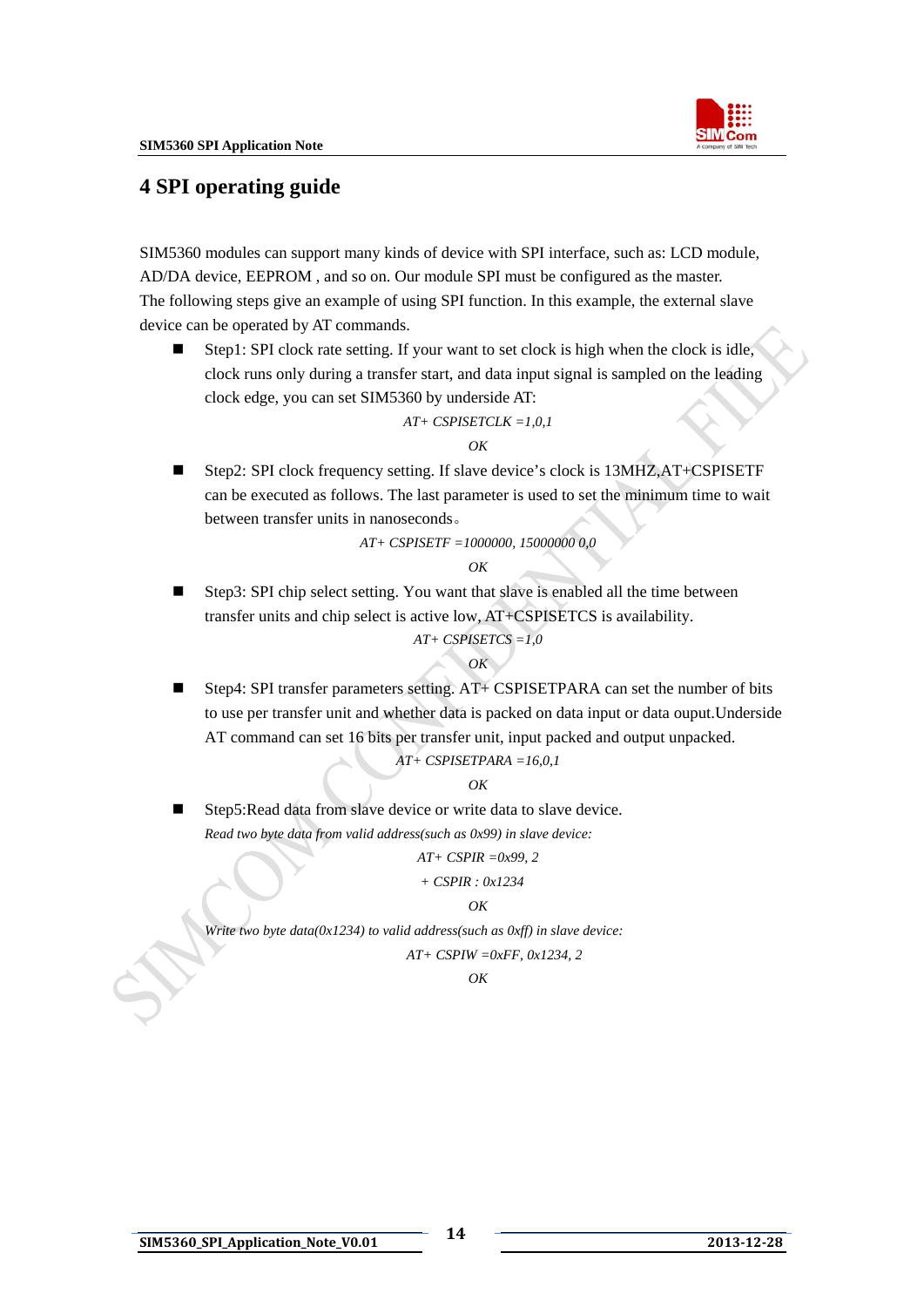# 4 SPI operating guide

SIM5360 modules can support many kinds of device with SPI interface, such as: LCD module, AD/DA device, EEPROM , and so on. Our module SPI must be configured as the master.
The following steps give an example of using SPI function. In this example, the external slave device can be operated by AT commands.

- Step1: SPI clock rate setting. If your want to set clock is high when the clock is idle, clock runs only during a transfer start, and data input signal is sampled on the leading clock edge, you can set SIM5360 by underside AT:

  *AT+ CSPISETCLK =1,0,1*

  *OK*

- Step2: SPI clock frequency setting. If slave device's clock is 13MHZ,AT+CSPISETF can be executed as follows. The last parameter is used to set the minimum time to wait between transfer units in nanoseconds。

  *AT+ CSPISETF =1000000, 15000000 0,0*

  *OK*

- Step3: SPI chip select setting. You want that slave is enabled all the time between transfer units and chip select is active low, AT+CSPISETCS is availability.

  *AT+ CSPISETCS =1,0*

  *OK*

- Step4: SPI transfer parameters setting. AT+ CSPISETPARA can set the number of bits to use per transfer unit and whether data is packed on data input or data ouput.Underside AT command can set 16 bits per transfer unit, input packed and output unpacked.

  *AT+ CSPISETPARA =16,0,1*

  *OK*

- Step5:Read data from slave device or write data to slave device.

  *Read two byte data from valid address(such as 0x99) in slave device:*

  *AT+ CSPIR =0x99, 2*

  *+ CSPIR : 0x1234*

  *OK*

  *Write two byte data(0x1234) to valid address(such as 0xff) in slave device:*

  *AT+ CSPIW =0xFF, 0x1234, 2*

  *OK*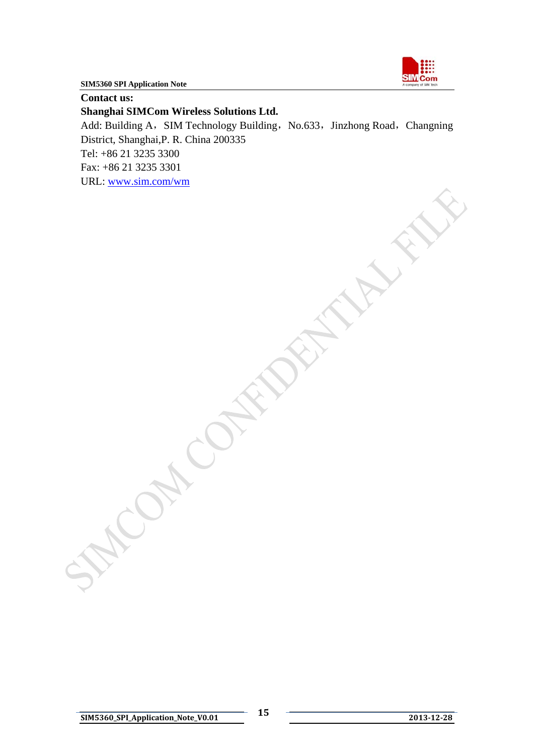**Contact us:**

**Shanghai SIMCom Wireless Solutions Ltd.**

Add: Building A，SIM Technology Building，No.633，Jinzhong Road，Changning District, Shanghai,P. R. China 200335

Tel: +86 21 3235 3300

Fax: +86 21 3235 3301

URL: www.sim.com/wm